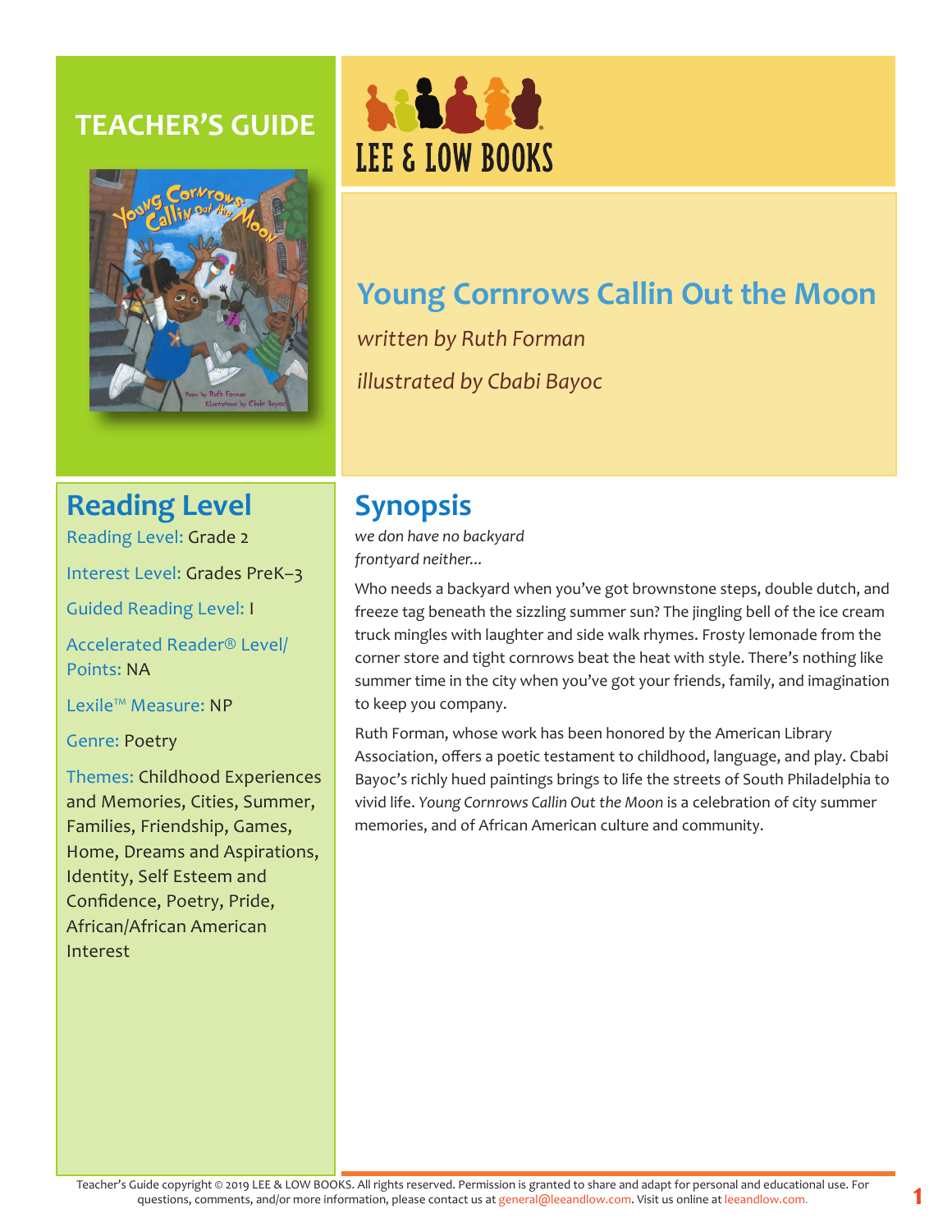# TEACHER'S GUIDE

LEE & LOW BOOKS

# Young Cornrows Callin Out the Moon

*written by Ruth Forman*

*illustrated by Cbabi Bayoc*

## Reading Level

Reading Level: Grade 2

Interest Level: Grades PreK–3

Guided Reading Level: I

Accelerated Reader® Level/ Points: NA

Lexile™ Measure: NP

Genre: Poetry

Themes: Childhood Experiences and Memories, Cities, Summer, Families, Friendship, Games, Home, Dreams and Aspirations, Identity, Self Esteem and Confidence, Poetry, Pride, African/African American Interest

## Synopsis

*we don have no backyard*
*frontyard neither...*

Who needs a backyard when you've got brownstone steps, double dutch, and freeze tag beneath the sizzling summer sun? The jingling bell of the ice cream truck mingles with laughter and side walk rhymes. Frosty lemonade from the corner store and tight cornrows beat the heat with style. There's nothing like summer time in the city when you've got your friends, family, and imagination to keep you company.

Ruth Forman, whose work has been honored by the American Library Association, offers a poetic testament to childhood, language, and play. Cbabi Bayoc's richly hued paintings brings to life the streets of South Philadelphia to vivid life. *Young Cornrows Callin Out the Moon* is a celebration of city summer memories, and of African American culture and community.

Teacher's Guide copyright © 2019 LEE & LOW BOOKS. All rights reserved. Permission is granted to share and adapt for personal and educational use. For questions, comments, and/or more information, please contact us at general@leeandlow.com. Visit us online at leeandlow.com.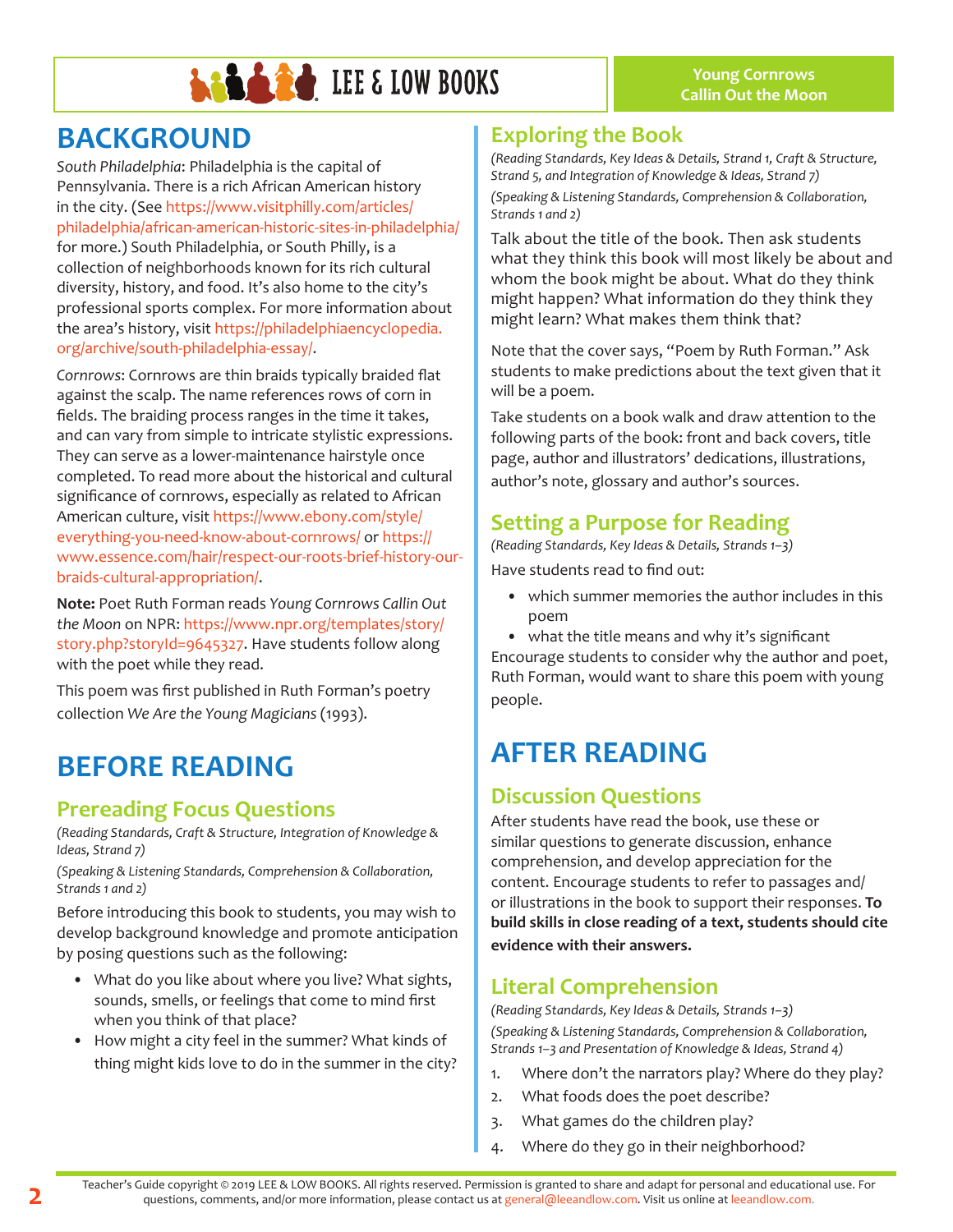## BACKGROUND

*South Philadelphia*: Philadelphia is the capital of Pennsylvania. There is a rich African American history in the city. (See https://www.visitphilly.com/articles/philadelphia/african-american-historic-sites-in-philadelphia/ for more.) South Philadelphia, or South Philly, is a collection of neighborhoods known for its rich cultural diversity, history, and food. It's also home to the city's professional sports complex. For more information about the area's history, visit https://philadelphiaencyclopedia.org/archive/south-philadelphia-essay/.

*Cornrows*: Cornrows are thin braids typically braided flat against the scalp. The name references rows of corn in fields. The braiding process ranges in the time it takes, and can vary from simple to intricate stylistic expressions. They can serve as a lower-maintenance hairstyle once completed. To read more about the historical and cultural significance of cornrows, especially as related to African American culture, visit https://www.ebony.com/style/everything-you-need-know-about-cornrows/ or https://www.essence.com/hair/respect-our-roots-brief-history-our-braids-cultural-appropriation/.

**Note:** Poet Ruth Forman reads *Young Cornrows Callin Out the Moon* on NPR: https://www.npr.org/templates/story/story.php?storyId=9645327. Have students follow along with the poet while they read.

This poem was first published in Ruth Forman's poetry collection *We Are the Young Magicians* (1993).

## BEFORE READING

### Prereading Focus Questions

*(Reading Standards, Craft & Structure, Integration of Knowledge & Ideas, Strand 7)*

*(Speaking & Listening Standards, Comprehension & Collaboration, Strands 1 and 2)*

Before introducing this book to students, you may wish to develop background knowledge and promote anticipation by posing questions such as the following:

- What do you like about where you live? What sights, sounds, smells, or feelings that come to mind first when you think of that place?
- How might a city feel in the summer? What kinds of thing might kids love to do in the summer in the city?

### Exploring the Book

*(Reading Standards, Key Ideas & Details, Strand 1, Craft & Structure, Strand 5, and Integration of Knowledge & Ideas, Strand 7)*

*(Speaking & Listening Standards, Comprehension & Collaboration, Strands 1 and 2)*

Talk about the title of the book. Then ask students what they think this book will most likely be about and whom the book might be about. What do they think might happen? What information do they think they might learn? What makes them think that?

Note that the cover says, "Poem by Ruth Forman." Ask students to make predictions about the text given that it will be a poem.

Take students on a book walk and draw attention to the following parts of the book: front and back covers, title page, author and illustrators' dedications, illustrations, author's note, glossary and author's sources.

### Setting a Purpose for Reading

*(Reading Standards, Key Ideas & Details, Strands 1–3)*

Have students read to find out:

- which summer memories the author includes in this poem
- what the title means and why it's significant

Encourage students to consider why the author and poet, Ruth Forman, would want to share this poem with young people.

## AFTER READING

### Discussion Questions

After students have read the book, use these or similar questions to generate discussion, enhance comprehension, and develop appreciation for the content. Encourage students to refer to passages and/or illustrations in the book to support their responses. **To build skills in close reading of a text, students should cite evidence with their answers.**

### Literal Comprehension

*(Reading Standards, Key Ideas & Details, Strands 1–3)*

*(Speaking & Listening Standards, Comprehension & Collaboration, Strands 1–3 and Presentation of Knowledge & Ideas, Strand 4)*

1. Where don't the narrators play? Where do they play?
2. What foods does the poet describe?
3. What games do the children play?
4. Where do they go in their neighborhood?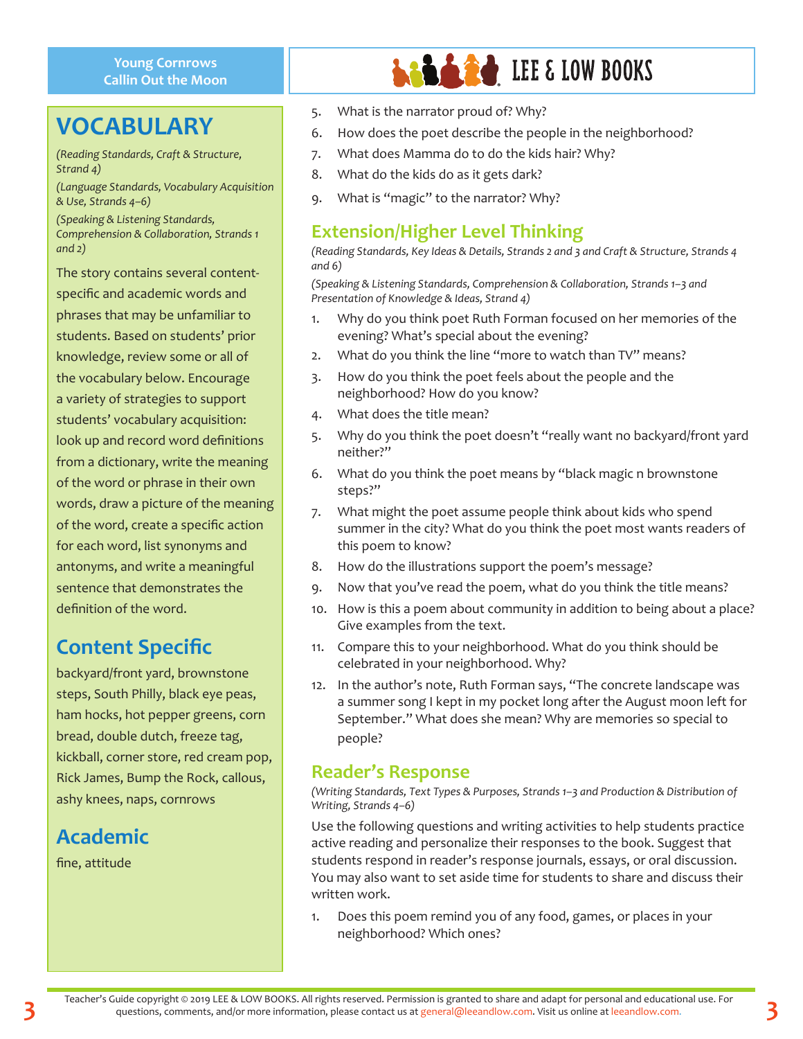## VOCABULARY

*(Reading Standards, Craft & Structure, Strand 4)*

*(Language Standards, Vocabulary Acquisition & Use, Strands 4–6)*

*(Speaking & Listening Standards, Comprehension & Collaboration, Strands 1 and 2)*

The story contains several content-specific and academic words and phrases that may be unfamiliar to students. Based on students' prior knowledge, review some or all of the vocabulary below. Encourage a variety of strategies to support students' vocabulary acquisition: look up and record word definitions from a dictionary, write the meaning of the word or phrase in their own words, draw a picture of the meaning of the word, create a specific action for each word, list synonyms and antonyms, and write a meaningful sentence that demonstrates the definition of the word.

### Content Specific

backyard/front yard, brownstone steps, South Philly, black eye peas, ham hocks, hot pepper greens, corn bread, double dutch, freeze tag, kickball, corner store, red cream pop, Rick James, Bump the Rock, callous, ashy knees, naps, cornrows

### Academic

fine, attitude

5. What is the narrator proud of? Why?
6. How does the poet describe the people in the neighborhood?
7. What does Mamma do to do the kids hair? Why?
8. What do the kids do as it gets dark?
9. What is "magic" to the narrator? Why?

## Extension/Higher Level Thinking

*(Reading Standards, Key Ideas & Details, Strands 2 and 3 and Craft & Structure, Strands 4 and 6)*

*(Speaking & Listening Standards, Comprehension & Collaboration, Strands 1–3 and Presentation of Knowledge & Ideas, Strand 4)*

1. Why do you think poet Ruth Forman focused on her memories of the evening? What's special about the evening?
2. What do you think the line "more to watch than TV" means?
3. How do you think the poet feels about the people and the neighborhood? How do you know?
4. What does the title mean?
5. Why do you think the poet doesn't "really want no backyard/front yard neither?"
6. What do you think the poet means by "black magic n brownstone steps?"
7. What might the poet assume people think about kids who spend summer in the city? What do you think the poet most wants readers of this poem to know?
8. How do the illustrations support the poem's message?
9. Now that you've read the poem, what do you think the title means?
10. How is this a poem about community in addition to being about a place? Give examples from the text.
11. Compare this to your neighborhood. What do you think should be celebrated in your neighborhood. Why?
12. In the author's note, Ruth Forman says, "The concrete landscape was a summer song I kept in my pocket long after the August moon left for September." What does she mean? Why are memories so special to people?

## Reader's Response

*(Writing Standards, Text Types & Purposes, Strands 1–3 and Production & Distribution of Writing, Strands 4–6)*

Use the following questions and writing activities to help students practice active reading and personalize their responses to the book. Suggest that students respond in reader's response journals, essays, or oral discussion. You may also want to set aside time for students to share and discuss their written work.

1. Does this poem remind you of any food, games, or places in your neighborhood? Which ones?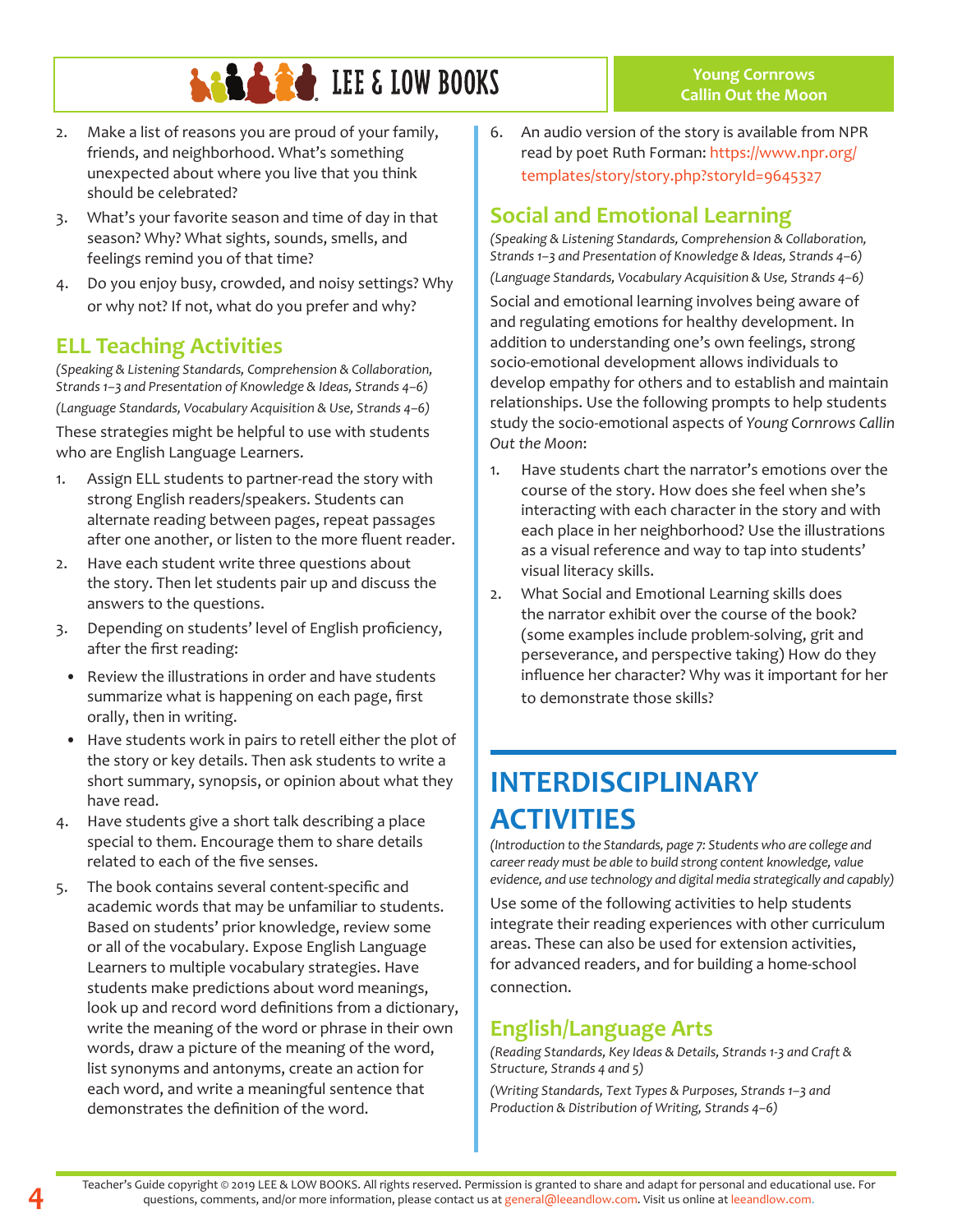2. Make a list of reasons you are proud of your family, friends, and neighborhood. What's something unexpected about where you live that you think should be celebrated?
3. What's your favorite season and time of day in that season? Why? What sights, sounds, smells, and feelings remind you of that time?
4. Do you enjoy busy, crowded, and noisy settings? Why or why not? If not, what do you prefer and why?

## ELL Teaching Activities

*(Speaking & Listening Standards, Comprehension & Collaboration, Strands 1–3 and Presentation of Knowledge & Ideas, Strands 4–6)*

*(Language Standards, Vocabulary Acquisition & Use, Strands 4–6)*

These strategies might be helpful to use with students who are English Language Learners.

1. Assign ELL students to partner-read the story with strong English readers/speakers. Students can alternate reading between pages, repeat passages after one another, or listen to the more fluent reader.
2. Have each student write three questions about the story. Then let students pair up and discuss the answers to the questions.
3. Depending on students' level of English proficiency, after the first reading:
   - Review the illustrations in order and have students summarize what is happening on each page, first orally, then in writing.
   - Have students work in pairs to retell either the plot of the story or key details. Then ask students to write a short summary, synopsis, or opinion about what they have read.
4. Have students give a short talk describing a place special to them. Encourage them to share details related to each of the five senses.
5. The book contains several content-specific and academic words that may be unfamiliar to students. Based on students' prior knowledge, review some or all of the vocabulary. Expose English Language Learners to multiple vocabulary strategies. Have students make predictions about word meanings, look up and record word definitions from a dictionary, write the meaning of the word or phrase in their own words, draw a picture of the meaning of the word, list synonyms and antonyms, create an action for each word, and write a meaningful sentence that demonstrates the definition of the word.
6. An audio version of the story is available from NPR read by poet Ruth Forman: https://www.npr.org/templates/story/story.php?storyId=9645327

## Social and Emotional Learning

*(Speaking & Listening Standards, Comprehension & Collaboration, Strands 1–3 and Presentation of Knowledge & Ideas, Strands 4–6)*

*(Language Standards, Vocabulary Acquisition & Use, Strands 4–6)*

Social and emotional learning involves being aware of and regulating emotions for healthy development. In addition to understanding one's own feelings, strong socio-emotional development allows individuals to develop empathy for others and to establish and maintain relationships. Use the following prompts to help students study the socio-emotional aspects of *Young Cornrows Callin Out the Moon*:

1. Have students chart the narrator's emotions over the course of the story. How does she feel when she's interacting with each character in the story and with each place in her neighborhood? Use the illustrations as a visual reference and way to tap into students' visual literacy skills.
2. What Social and Emotional Learning skills does the narrator exhibit over the course of the book? (some examples include problem-solving, grit and perseverance, and perspective taking) How do they influence her character? Why was it important for her to demonstrate those skills?

# INTERDISCIPLINARY ACTIVITIES

*(Introduction to the Standards, page 7: Students who are college and career ready must be able to build strong content knowledge, value evidence, and use technology and digital media strategically and capably)*

Use some of the following activities to help students integrate their reading experiences with other curriculum areas. These can also be used for extension activities, for advanced readers, and for building a home-school connection.

## English/Language Arts

*(Reading Standards, Key Ideas & Details, Strands 1-3 and Craft & Structure, Strands 4 and 5)*

*(Writing Standards, Text Types & Purposes, Strands 1–3 and Production & Distribution of Writing, Strands 4–6)*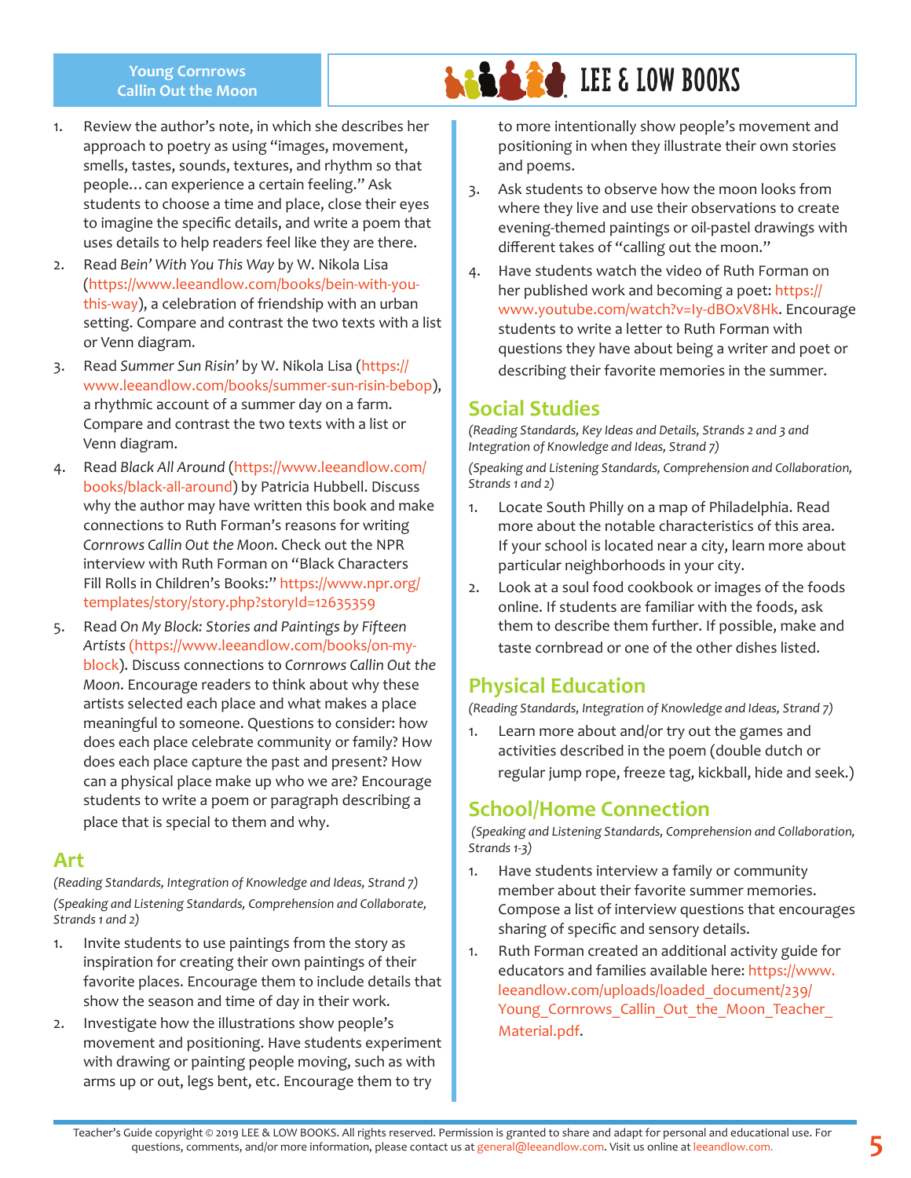1. Review the author's note, in which she describes her approach to poetry as using "images, movement, smells, tastes, sounds, textures, and rhythm so that people… can experience a certain feeling." Ask students to choose a time and place, close their eyes to imagine the specific details, and write a poem that uses details to help readers feel like they are there.
2. Read *Bein' With You This Way* by W. Nikola Lisa (https://www.leeandlow.com/books/bein-with-you-this-way), a celebration of friendship with an urban setting. Compare and contrast the two texts with a list or Venn diagram.
3. Read *Summer Sun Risin'* by W. Nikola Lisa (https://www.leeandlow.com/books/summer-sun-risin-bebop), a rhythmic account of a summer day on a farm. Compare and contrast the two texts with a list or Venn diagram.
4. Read *Black All Around* (https://www.leeandlow.com/books/black-all-around) by Patricia Hubbell. Discuss why the author may have written this book and make connections to Ruth Forman's reasons for writing *Cornrows Callin Out the Moon*. Check out the NPR interview with Ruth Forman on "Black Characters Fill Rolls in Children's Books:" https://www.npr.org/templates/story/story.php?storyId=12635359
5. Read *On My Block: Stories and Paintings by Fifteen Artists* (https://www.leeandlow.com/books/on-my-block). Discuss connections to *Cornrows Callin Out the Moon*. Encourage readers to think about why these artists selected each place and what makes a place meaningful to someone. Questions to consider: how does each place celebrate community or family? How does each place capture the past and present? How can a physical place make up who we are? Encourage students to write a poem or paragraph describing a place that is special to them and why.

## Art

*(Reading Standards, Integration of Knowledge and Ideas, Strand 7)*

*(Speaking and Listening Standards, Comprehension and Collaborate, Strands 1 and 2)*

1. Invite students to use paintings from the story as inspiration for creating their own paintings of their favorite places. Encourage them to include details that show the season and time of day in their work.
2. Investigate how the illustrations show people's movement and positioning. Have students experiment with drawing or painting people moving, such as with arms up or out, legs bent, etc. Encourage them to try to more intentionally show people's movement and positioning in when they illustrate their own stories and poems.
3. Ask students to observe how the moon looks from where they live and use their observations to create evening-themed paintings or oil-pastel drawings with different takes of "calling out the moon."
4. Have students watch the video of Ruth Forman on her published work and becoming a poet: https://www.youtube.com/watch?v=Iy-dBOxV8Hk. Encourage students to write a letter to Ruth Forman with questions they have about being a writer and poet or describing their favorite memories in the summer.

## Social Studies

*(Reading Standards, Key Ideas and Details, Strands 2 and 3 and Integration of Knowledge and Ideas, Strand 7)*

*(Speaking and Listening Standards, Comprehension and Collaboration, Strands 1 and 2)*

1. Locate South Philly on a map of Philadelphia. Read more about the notable characteristics of this area. If your school is located near a city, learn more about particular neighborhoods in your city.
2. Look at a soul food cookbook or images of the foods online. If students are familiar with the foods, ask them to describe them further. If possible, make and taste cornbread or one of the other dishes listed.

## Physical Education

*(Reading Standards, Integration of Knowledge and Ideas, Strand 7)*

1. Learn more about and/or try out the games and activities described in the poem (double dutch or regular jump rope, freeze tag, kickball, hide and seek.)

## School/Home Connection

*(Speaking and Listening Standards, Comprehension and Collaboration, Strands 1-3)*

1. Have students interview a family or community member about their favorite summer memories. Compose a list of interview questions that encourages sharing of specific and sensory details.
1. Ruth Forman created an additional activity guide for educators and families available here: https://www.leeandlow.com/uploads/loaded_document/239/Young_Cornrows_Callin_Out_the_Moon_Teacher_Material.pdf.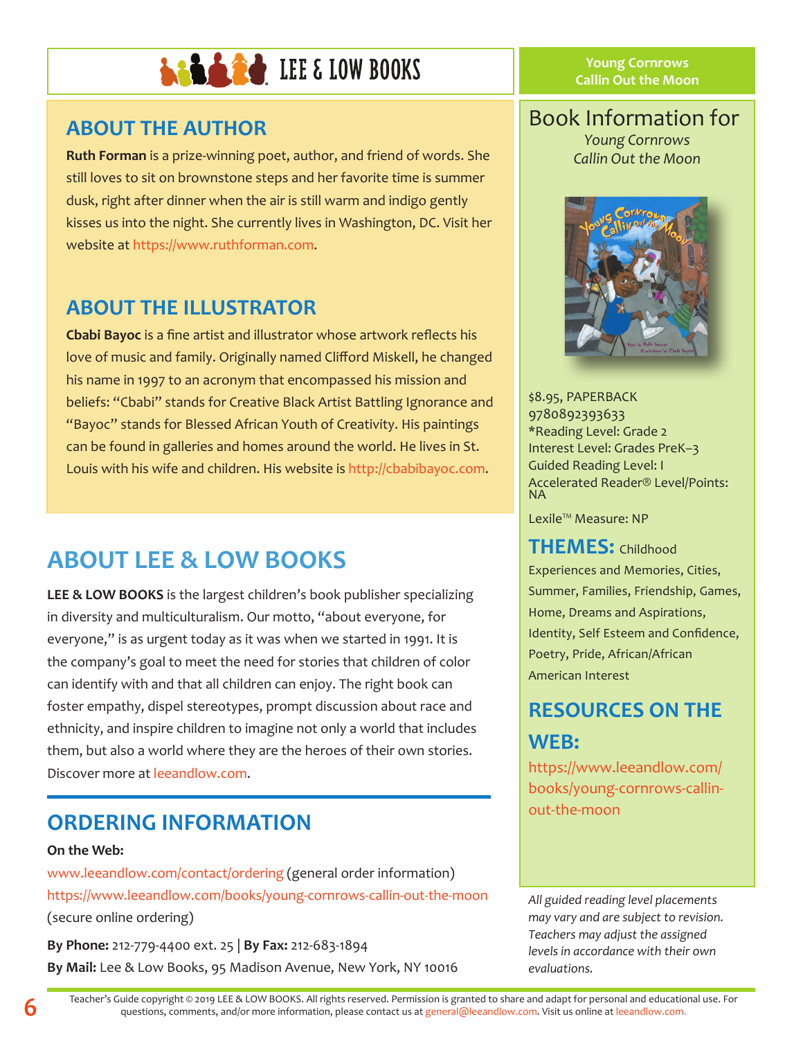LEE & LOW BOOKS

## ABOUT THE AUTHOR

**Ruth Forman** is a prize-winning poet, author, and friend of words. She still loves to sit on brownstone steps and her favorite time is summer dusk, right after dinner when the air is still warm and indigo gently kisses us into the night. She currently lives in Washington, DC. Visit her website at https://www.ruthforman.com.

## ABOUT THE ILLUSTRATOR

**Cbabi Bayoc** is a fine artist and illustrator whose artwork reflects his love of music and family. Originally named Clifford Miskell, he changed his name in 1997 to an acronym that encompassed his mission and beliefs: "Cbabi" stands for Creative Black Artist Battling Ignorance and "Bayoc" stands for Blessed African Youth of Creativity. His paintings can be found in galleries and homes around the world. He lives in St. Louis with his wife and children. His website is http://cbabibayoc.com.

## ABOUT LEE & LOW BOOKS

**LEE & LOW BOOKS** is the largest children's book publisher specializing in diversity and multiculturalism. Our motto, "about everyone, for everyone," is as urgent today as it was when we started in 1991. It is the company's goal to meet the need for stories that children of color can identify with and that all children can enjoy. The right book can foster empathy, dispel stereotypes, prompt discussion about race and ethnicity, and inspire children to imagine not only a world that includes them, but also a world where they are the heroes of their own stories. Discover more at leeandlow.com.

## ORDERING INFORMATION

**On the Web:**

www.leeandlow.com/contact/ordering (general order information)
https://www.leeandlow.com/books/young-cornrows-callin-out-the-moon (secure online ordering)

**By Phone:** 212-779-4400 ext. 25 | **By Fax:** 212-683-1894
**By Mail:** Lee & Low Books, 95 Madison Avenue, New York, NY 10016

**Young Cornrows Callin Out the Moon**

## Book Information for

*Young Cornrows Callin Out the Moon*

$8.95, PAPERBACK
9780892393633
*Reading Level: Grade 2
Interest Level: Grades PreK–3
Guided Reading Level: I
Accelerated Reader® Level/Points: NA

Lexile™ Measure: NP

**THEMES:** Childhood Experiences and Memories, Cities, Summer, Families, Friendship, Games, Home, Dreams and Aspirations, Identity, Self Esteem and Confidence, Poetry, Pride, African/African American Interest

## RESOURCES ON THE WEB:

https://www.leeandlow.com/books/young-cornrows-callin-out-the-moon

*All guided reading level placements may vary and are subject to revision. Teachers may adjust the assigned levels in accordance with their own evaluations.*

Teacher's Guide copyright © 2019 LEE & LOW BOOKS. All rights reserved. Permission is granted to share and adapt for personal and educational use. For questions, comments, and/or more information, please contact us at general@leeandlow.com. Visit us online at leeandlow.com.